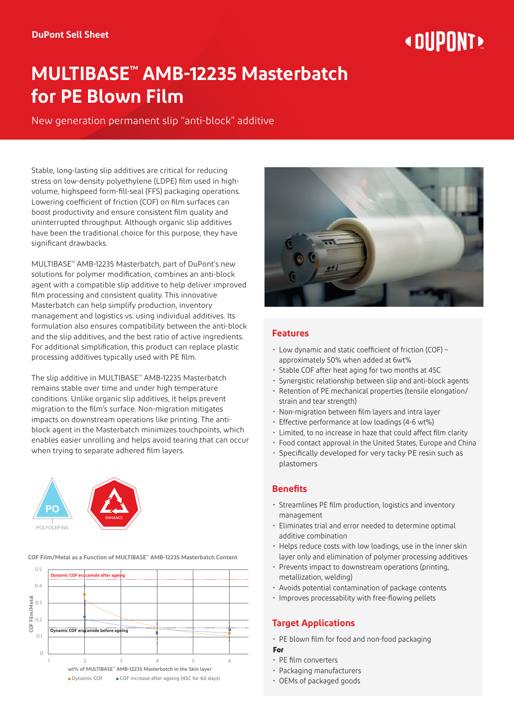DuPont Sell Sheet

# MULTIBASE™ AMB-12235 Masterbatch for PE Blown Film

New generation permanent slip "anti-block" additive

Stable, long-lasting slip additives are critical for reducing stress on low-density polyethylene (LDPE) film used in high-volume, highspeed form-fill-seal (FFS) packaging operations. Lowering coefficient of friction (COF) on film surfaces can boost productivity and ensure consistent film quality and uninterrupted throughput. Although organic slip additives have been the traditional choice for this purpose, they have significant drawbacks.

MULTIBASE™ AMB-12235 Masterbatch, part of DuPont's new solutions for polymer modification, combines an anti-block agent with a compatible slip additive to help deliver improved film processing and consistent quality. This innovative Masterbatch can help simplify production, inventory management and logistics vs. using individual additives. Its formulation also ensures compatibility between the anti-block and the slip additives, and the best ratio of active ingredients. For additional simplification, this product can replace plastic processing additives typically used with PE film.

The slip additive in MULTIBASE™ AMB-12235 Masterbatch remains stable over time and under high temperature conditions. Unlike organic slip additives, it helps prevent migration to the film's surface. Non-migration mitigates impacts on downstream operations like printing. The anti-block agent in the Masterbatch minimizes touchpoints, which enables easier unrolling and helps avoid tearing that can occur when trying to separate adhered film layers.

PO
POLYOLEFINS

ENHANCE

**COF Film/Metal as a Function of MULTIBASE™ AMB-12235 Masterbatch Content**

Chart: COF Film/Metal (y-axis, 0–0.5) vs. wt% of MULTIBASE™ AMB-12235 Masterbatch in the Skin layer (x-axis, 1–6). Reference lines: "Dynamic COF erucamide after ageing" and "Dynamic COF erucamide before ageing". Legend: Dynamic COF; COF increase after ageing (45C for 60 days)

## Features

- Low dynamic and static coefficient of friction (COF) – approximately 50% when added at 6wt%
- Stable COF after heat aging for two months at 45C
- Synergistic relationship between slip and anti-block agents
- Retention of PE mechanical properties (tensile elongation/strain and tear strength)
- Non-migration between film layers and intra layer
- Effective performance at low loadings (4-6 wt%)
- Limited, to no increase in haze that could affect film clarity
- Food contact approval in the United States, Europe and China
- Specifically developed for very tacky PE resin such as plastomers

## Benefits

- Streamlines PE film production, logistics and inventory management
- Eliminates trial and error needed to determine optimal additive combination
- Helps reduce costs with low loadings, use in the inner skin layer only and elimination of polymer processing additives
- Prevents impact to downstream operations (printing, metallization, welding)
- Avoids potential contamination of package contents
- Improves processability with free-flowing pellets

## Target Applications

- PE blown film for food and non-food packaging

**For**

- PE film converters
- Packaging manufacturers
- OEMs of packaged goods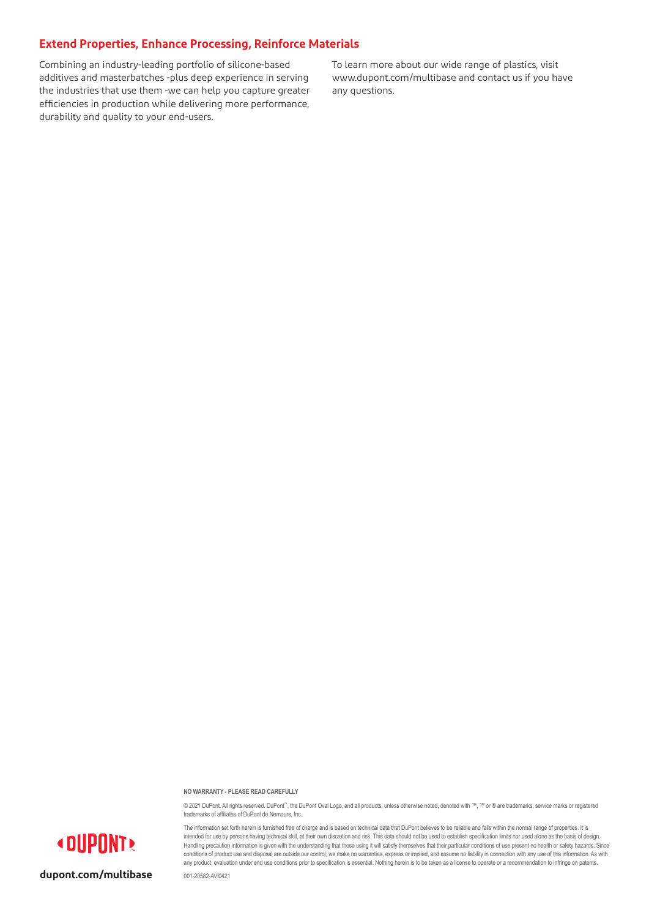## Extend Properties, Enhance Processing, Reinforce Materials

Combining an industry-leading portfolio of silicone-based additives and masterbatches -plus deep experience in serving the industries that use them -we can help you capture greater efficiencies in production while delivering more performance, durability and quality to your end-users.

To learn more about our wide range of plastics, visit www.dupont.com/multibase and contact us if you have any questions.

**NO WARRANTY - PLEASE READ CAREFULLY**

© 2021 DuPont. All rights reserved. DuPont™, the DuPont Oval Logo, and all products, unless otherwise noted, denoted with ™, ℠ or ® are trademarks, service marks or registered trademarks of affiliates of DuPont de Nemours, Inc.

The information set forth herein is furnished free of charge and is based on technical data that DuPont believes to be reliable and falls within the normal range of properties. It is intended for use by persons having technical skill, at their own discretion and risk. This data should not be used to establish specification limits nor used alone as the basis of design. Handling precaution information is given with the understanding that those using it will satisfy themselves that their particular conditions of use present no health or safety hazards. Since conditions of product use and disposal are outside our control, we make no warranties, express or implied, and assume no liability in connection with any use of this information. As with any product, evaluation under end use conditions prior to specification is essential. Nothing herein is to be taken as a license to operate or a recommendation to infringe on patents.

**dupont.com/multibase**

001-20582-AVI0421